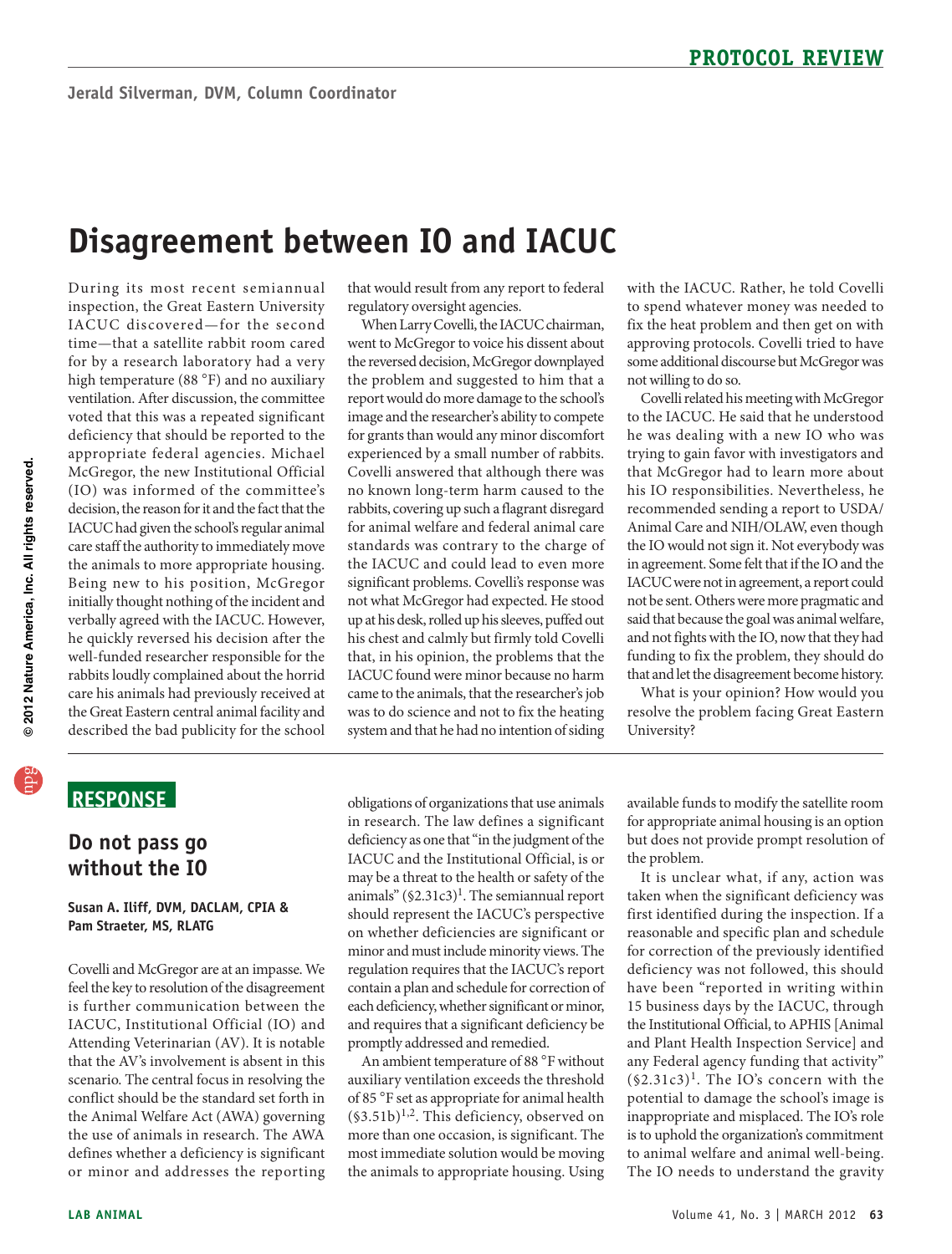PROTOCOL REVIEW

Jerald Silverman, DVM, Column Coordinator

# Disagreement between IO and IACUC

During its most recent semiannual inspection, the Great Eastern University IACUC discovered—for the second time—that a satellite rabbit room cared for by a research laboratory had a very high temperature (88 °F) and no auxiliary ventilation. After discussion, the committee voted that this was a repeated significant deficiency that should be reported to the appropriate federal agencies. Michael McGregor, the new Institutional Official (IO) was informed of the committee's decision, the reason for it and the fact that the IACUC had given the school's regular animal care staff the authority to immediately move the animals to more appropriate housing. Being new to his position, McGregor initially thought nothing of the incident and verbally agreed with the IACUC. However, he quickly reversed his decision after the well-funded researcher responsible for the rabbits loudly complained about the horrid care his animals had previously received at the Great Eastern central animal facility and described the bad publicity for the school that would result from any report to federal regulatory oversight agencies.

When Larry Covelli, the IACUC chairman, went to McGregor to voice his dissent about the reversed decision, McGregor downplayed the problem and suggested to him that a report would do more damage to the school's image and the researcher's ability to compete for grants than would any minor discomfort experienced by a small number of rabbits. Covelli answered that although there was no known long-term harm caused to the rabbits, covering up such a flagrant disregard for animal welfare and federal animal care standards was contrary to the charge of the IACUC and could lead to even more significant problems. Covelli's response was not what McGregor had expected. He stood up at his desk, rolled up his sleeves, puffed out his chest and calmly but firmly told Covelli that, in his opinion, the problems that the IACUC found were minor because no harm came to the animals, that the researcher's job was to do science and not to fix the heating system and that he had no intention of siding with the IACUC. Rather, he told Covelli to spend whatever money was needed to fix the heat problem and then get on with approving protocols. Covelli tried to have some additional discourse but McGregor was not willing to do so.

Covelli related his meeting with McGregor to the IACUC. He said that he understood he was dealing with a new IO who was trying to gain favor with investigators and that McGregor had to learn more about his IO responsibilities. Nevertheless, he recommended sending a report to USDA/Animal Care and NIH/OLAW, even though the IO would not sign it. Not everybody was in agreement. Some felt that if the IO and the IACUC were not in agreement, a report could not be sent. Others were more pragmatic and said that because the goal was animal welfare, and not fights with the IO, now that they had funding to fix the problem, they should do that and let the disagreement become history.

What is your opinion? How would you resolve the problem facing Great Eastern University?

## RESPONSE

### Do not pass go without the IO

**Susan A. Iliff, DVM, DACLAM, CPIA & Pam Straeter, MS, RLATG**

Covelli and McGregor are at an impasse. We feel the key to resolution of the disagreement is further communication between the IACUC, Institutional Official (IO) and Attending Veterinarian (AV). It is notable that the AV's involvement is absent in this scenario. The central focus in resolving the conflict should be the standard set forth in the Animal Welfare Act (AWA) governing the use of animals in research. The AWA defines whether a deficiency is significant or minor and addresses the reporting obligations of organizations that use animals in research. The law defines a significant deficiency as one that "in the judgment of the IACUC and the Institutional Official, is or may be a threat to the health or safety of the animals" (§2.31c3)[1]. The semiannual report should represent the IACUC's perspective on whether deficiencies are significant or minor and must include minority views. The regulation requires that the IACUC's report contain a plan and schedule for correction of each deficiency, whether significant or minor, and requires that a significant deficiency be promptly addressed and remedied.

An ambient temperature of 88 °F without auxiliary ventilation exceeds the threshold of 85 °F set as appropriate for animal health (§3.51b)[1,2]. This deficiency, observed on more than one occasion, is significant. The most immediate solution would be moving the animals to appropriate housing. Using available funds to modify the satellite room for appropriate animal housing is an option but does not provide prompt resolution of the problem.

It is unclear what, if any, action was taken when the significant deficiency was first identified during the inspection. If a reasonable and specific plan and schedule for correction of the previously identified deficiency was not followed, this should have been "reported in writing within 15 business days by the IACUC, through the Institutional Official, to APHIS [Animal and Plant Health Inspection Service] and any Federal agency funding that activity" (§2.31c3)[1]. The IO's concern with the potential to damage the school's image is inappropriate and misplaced. The IO's role is to uphold the organization's commitment to animal welfare and animal well-being. The IO needs to understand the gravity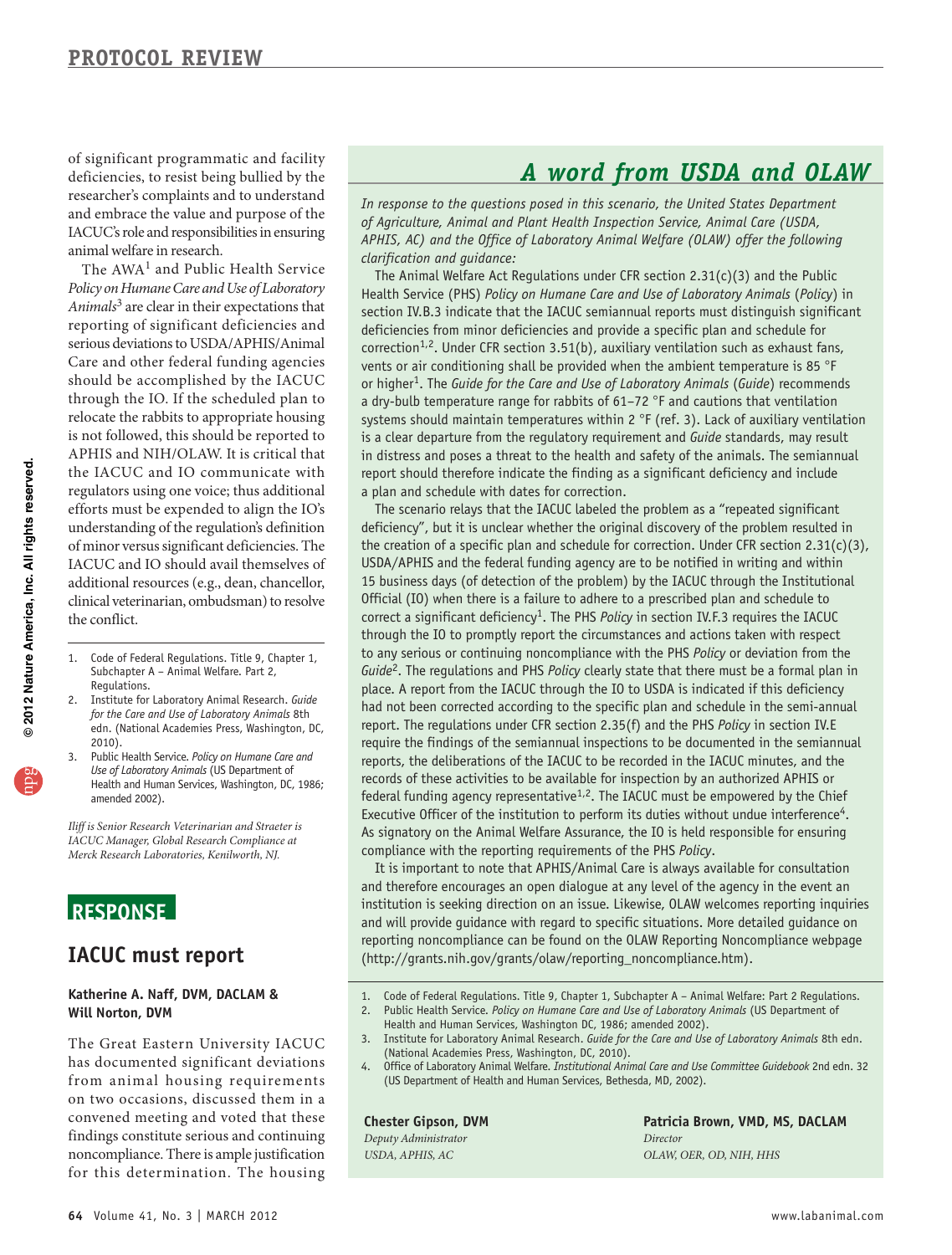of significant programmatic and facility deficiencies, to resist being bullied by the researcher's complaints and to understand and embrace the value and purpose of the IACUC's role and responsibilities in ensuring animal welfare in research.

The AWA[1] and Public Health Service *Policy on Humane Care and Use of Laboratory Animals*[3] are clear in their expectations that reporting of significant deficiencies and serious deviations to USDA/APHIS/Animal Care and other federal funding agencies should be accomplished by the IACUC through the IO. If the scheduled plan to relocate the rabbits to appropriate housing is not followed, this should be reported to APHIS and NIH/OLAW. It is critical that the IACUC and IO communicate with regulators using one voice; thus additional efforts must be expended to align the IO's understanding of the regulation's definition of minor versus significant deficiencies. The IACUC and IO should avail themselves of additional resources (e.g., dean, chancellor, clinical veterinarian, ombudsman) to resolve the conflict.

1. Code of Federal Regulations. Title 9, Chapter 1, Subchapter A – Animal Welfare. Part 2, Regulations.
2. Institute for Laboratory Animal Research. *Guide for the Care and Use of Laboratory Animals* 8th edn. (National Academies Press, Washington, DC, 2010).
3. Public Health Service. *Policy on Humane Care and Use of Laboratory Animals* (US Department of Health and Human Services, Washington, DC, 1986; amended 2002).

*Iliff is Senior Research Veterinarian and Straeter is IACUC Manager, Global Research Compliance at Merck Research Laboratories, Kenilworth, NJ.*

## RESPONSE

## IACUC must report

**Katherine A. Naff, DVM, DACLAM & Will Norton, DVM**

The Great Eastern University IACUC has documented significant deviations from animal housing requirements on two occasions, discussed them in a convened meeting and voted that these findings constitute serious and continuing noncompliance. There is ample justification for this determination. The housing

## *A word from USDA and OLAW*

*In response to the questions posed in this scenario, the United States Department of Agriculture, Animal and Plant Health Inspection Service, Animal Care (USDA, APHIS, AC) and the Office of Laboratory Animal Welfare (OLAW) offer the following clarification and guidance:*

The Animal Welfare Act Regulations under CFR section 2.31(c)(3) and the Public Health Service (PHS) *Policy on Humane Care and Use of Laboratory Animals* (*Policy*) in section IV.B.3 indicate that the IACUC semiannual reports must distinguish significant deficiencies from minor deficiencies and provide a specific plan and schedule for correction[1,2]. Under CFR section 3.51(b), auxiliary ventilation such as exhaust fans, vents or air conditioning shall be provided when the ambient temperature is 85 °F or higher[1]. The *Guide for the Care and Use of Laboratory Animals* (*Guide*) recommends a dry-bulb temperature range for rabbits of 61–72 °F and cautions that ventilation systems should maintain temperatures within 2 °F (ref. 3). Lack of auxiliary ventilation is a clear departure from the regulatory requirement and *Guide* standards, may result in distress and poses a threat to the health and safety of the animals. The semiannual report should therefore indicate the finding as a significant deficiency and include a plan and schedule with dates for correction.

The scenario relays that the IACUC labeled the problem as a "repeated significant deficiency", but it is unclear whether the original discovery of the problem resulted in the creation of a specific plan and schedule for correction. Under CFR section 2.31(c)(3), USDA/APHIS and the federal funding agency are to be notified in writing and within 15 business days (of detection of the problem) by the IACUC through the Institutional Official (IO) when there is a failure to adhere to a prescribed plan and schedule to correct a significant deficiency[1]. The PHS *Policy* in section IV.F.3 requires the IACUC through the IO to promptly report the circumstances and actions taken with respect to any serious or continuing noncompliance with the PHS *Policy* or deviation from the *Guide*[2]. The regulations and PHS *Policy* clearly state that there must be a formal plan in place. A report from the IACUC through the IO to USDA is indicated if this deficiency had not been corrected according to the specific plan and schedule in the semi-annual report. The regulations under CFR section 2.35(f) and the PHS *Policy* in section IV.E require the findings of the semiannual inspections to be documented in the semiannual reports, the deliberations of the IACUC to be recorded in the IACUC minutes, and the records of these activities to be available for inspection by an authorized APHIS or federal funding agency representative[1,2]. The IACUC must be empowered by the Chief Executive Officer of the institution to perform its duties without undue interference[4]. As signatory on the Animal Welfare Assurance, the IO is held responsible for ensuring compliance with the reporting requirements of the PHS *Policy*.

It is important to note that APHIS/Animal Care is always available for consultation and therefore encourages an open dialogue at any level of the agency in the event an institution is seeking direction on an issue. Likewise, OLAW welcomes reporting inquiries and will provide guidance with regard to specific situations. More detailed guidance on reporting noncompliance can be found on the OLAW Reporting Noncompliance webpage (http://grants.nih.gov/grants/olaw/reporting_noncompliance.htm).

1. Code of Federal Regulations. Title 9, Chapter 1, Subchapter A – Animal Welfare: Part 2 Regulations.
2. Public Health Service. *Policy on Humane Care and Use of Laboratory Animals* (US Department of Health and Human Services, Washington DC, 1986; amended 2002).
3. Institute for Laboratory Animal Research. *Guide for the Care and Use of Laboratory Animals* 8th edn. (National Academies Press, Washington, DC, 2010).
4. Office of Laboratory Animal Welfare. *Institutional Animal Care and Use Committee Guidebook* 2nd edn. 32 (US Department of Health and Human Services, Bethesda, MD, 2002).

**Chester Gipson, DVM**
*Deputy Administrator*
*USDA, APHIS, AC*

**Patricia Brown, VMD, MS, DACLAM**
*Director*
*OLAW, OER, OD, NIH, HHS*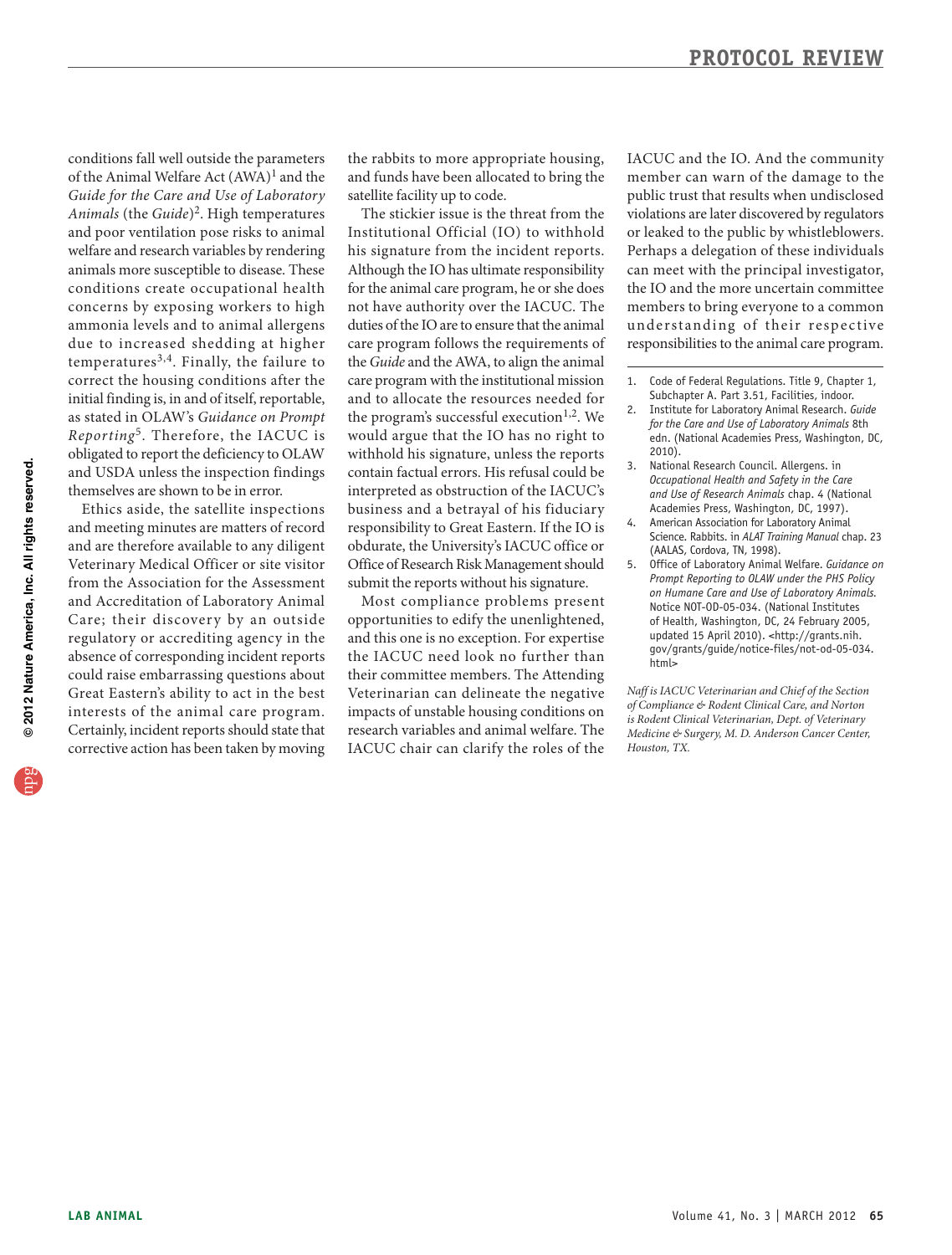conditions fall well outside the parameters of the Animal Welfare Act (AWA)[1] and the *Guide for the Care and Use of Laboratory Animals* (the *Guide*)[2]. High temperatures and poor ventilation pose risks to animal welfare and research variables by rendering animals more susceptible to disease. These conditions create occupational health concerns by exposing workers to high ammonia levels and to animal allergens due to increased shedding at higher temperatures[3,4]. Finally, the failure to correct the housing conditions after the initial finding is, in and of itself, reportable, as stated in OLAW's *Guidance on Prompt Reporting*[5]. Therefore, the IACUC is obligated to report the deficiency to OLAW and USDA unless the inspection findings themselves are shown to be in error.

Ethics aside, the satellite inspections and meeting minutes are matters of record and are therefore available to any diligent Veterinary Medical Officer or site visitor from the Association for the Assessment and Accreditation of Laboratory Animal Care; their discovery by an outside regulatory or accrediting agency in the absence of corresponding incident reports could raise embarrassing questions about Great Eastern's ability to act in the best interests of the animal care program. Certainly, incident reports should state that corrective action has been taken by moving the rabbits to more appropriate housing, and funds have been allocated to bring the satellite facility up to code.

The stickier issue is the threat from the Institutional Official (IO) to withhold his signature from the incident reports. Although the IO has ultimate responsibility for the animal care program, he or she does not have authority over the IACUC. The duties of the IO are to ensure that the animal care program follows the requirements of the *Guide* and the AWA, to align the animal care program with the institutional mission and to allocate the resources needed for the program's successful execution[1,2]. We would argue that the IO has no right to withhold his signature, unless the reports contain factual errors. His refusal could be interpreted as obstruction of the IACUC's business and a betrayal of his fiduciary responsibility to Great Eastern. If the IO is obdurate, the University's IACUC office or Office of Research Risk Management should submit the reports without his signature.

Most compliance problems present opportunities to edify the unenlightened, and this one is no exception. For expertise the IACUC need look no further than their committee members. The Attending Veterinarian can delineate the negative impacts of unstable housing conditions on research variables and animal welfare. The IACUC chair can clarify the roles of the IACUC and the IO. And the community member can warn of the damage to the public trust that results when undisclosed violations are later discovered by regulators or leaked to the public by whistleblowers. Perhaps a delegation of these individuals can meet with the principal investigator, the IO and the more uncertain committee members to bring everyone to a common understanding of their respective responsibilities to the animal care program.

1. Code of Federal Regulations. Title 9, Chapter 1, Subchapter A. Part 3.51, Facilities, indoor.
2. Institute for Laboratory Animal Research. *Guide for the Care and Use of Laboratory Animals* 8th edn. (National Academies Press, Washington, DC, 2010).
3. National Research Council. Allergens. in *Occupational Health and Safety in the Care and Use of Research Animals* chap. 4 (National Academies Press, Washington, DC, 1997).
4. American Association for Laboratory Animal Science. Rabbits. in *ALAT Training Manual* chap. 23 (AALAS, Cordova, TN, 1998).
5. Office of Laboratory Animal Welfare. *Guidance on Prompt Reporting to OLAW under the PHS Policy on Humane Care and Use of Laboratory Animals.* Notice NOT-OD-05-034. (National Institutes of Health, Washington, DC, 24 February 2005, updated 15 April 2010). <http://grants.nih.gov/grants/guide/notice-files/not-od-05-034.html>

*Naff is IACUC Veterinarian and Chief of the Section of Compliance & Rodent Clinical Care, and Norton is Rodent Clinical Veterinarian, Dept. of Veterinary Medicine & Surgery, M. D. Anderson Cancer Center, Houston, TX.*